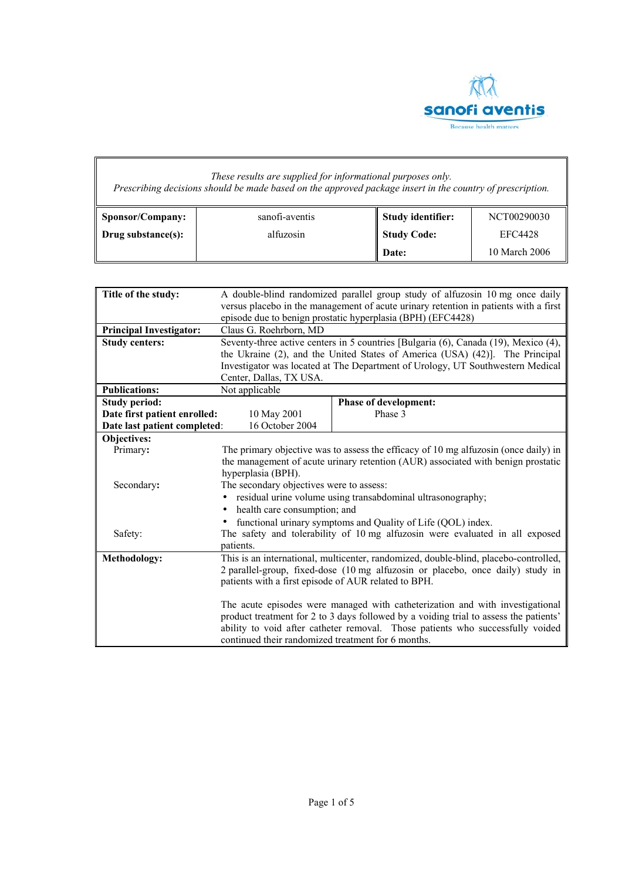*These results are supplied for informational purposes only.*
*Prescribing decisions should be made based on the approved package insert in the country of prescription.*

| | | | |
|---|---|---|---|
| **Sponsor/Company:** | sanofi-aventis | **Study identifier:** | NCT00290030 |
| **Drug substance(s):** | alfuzosin | **Study Code:** | EFC4428 |
| | | **Date:** | 10 March 2006 |

| | |
|---|---|
| **Title of the study:** | A double-blind randomized parallel group study of alfuzosin 10 mg once daily versus placebo in the management of acute urinary retention in patients with a first episode due to benign prostatic hyperplasia (BPH) (EFC4428) |
| **Principal Investigator:** | Claus G. Roehrborn, MD |
| **Study centers:** | Seventy-three active centers in 5 countries [Bulgaria (6), Canada (19), Mexico (4), the Ukraine (2), and the United States of America (USA) (42)]. The Principal Investigator was located at The Department of Urology, UT Southwestern Medical Center, Dallas, TX USA. |
| **Publications:** | Not applicable |
| **Study period:**<br>**Date first patient enrolled:** 10 May 2001<br>**Date last patient completed:** 16 October 2004 | **Phase of development:**<br>Phase 3 |
| **Objectives:**<br>Primary: | The primary objective was to assess the efficacy of 10 mg alfuzosin (once daily) in the management of acute urinary retention (AUR) associated with benign prostatic hyperplasia (BPH). |
| Secondary: | The secondary objectives were to assess:<br>• residual urine volume using transabdominal ultrasonography;<br>• health care consumption; and<br>• functional urinary symptoms and Quality of Life (QOL) index. |
| Safety: | The safety and tolerability of 10 mg alfuzosin were evaluated in all exposed patients. |
| **Methodology:** | This is an international, multicenter, randomized, double-blind, placebo-controlled, 2 parallel-group, fixed-dose (10 mg alfuzosin or placebo, once daily) study in patients with a first episode of AUR related to BPH.<br><br>The acute episodes were managed with catheterization and with investigational product treatment for 2 to 3 days followed by a voiding trial to assess the patients' ability to void after catheter removal. Those patients who successfully voided continued their randomized treatment for 6 months. |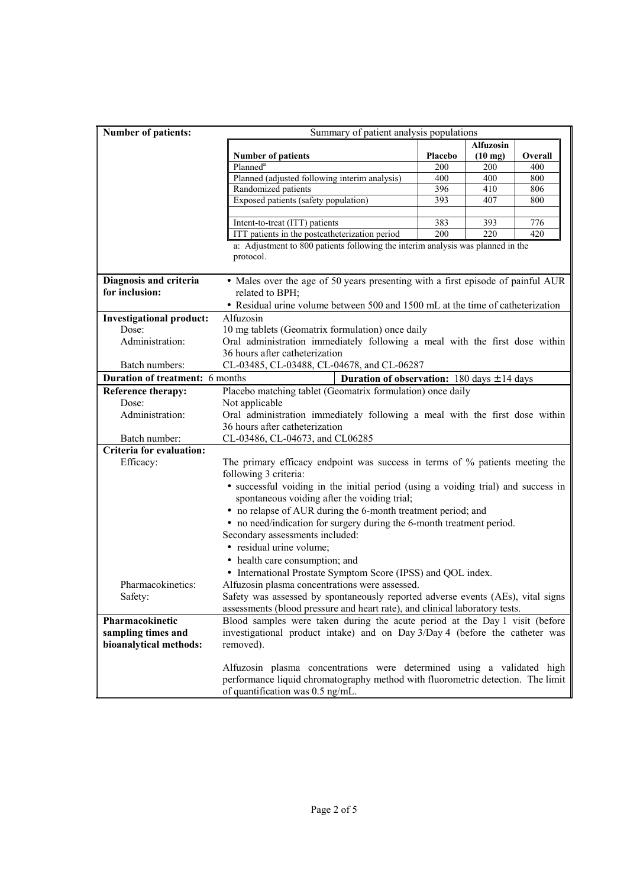**Number of patients:**

Summary of patient analysis populations

| Number of patients | Placebo | Alfuzosin (10 mg) | Overall |
|---|---|---|---|
| Planned[a] | 200 | 200 | 400 |
| Planned (adjusted following interim analysis) | 400 | 400 | 800 |
| Randomized patients | 396 | 410 | 806 |
| Exposed patients (safety population) | 393 | 407 | 800 |
| | | | |
| Intent-to-treat (ITT) patients | 383 | 393 | 776 |
| ITT patients in the postcatheterization period | 200 | 220 | 420 |

a: Adjustment to 800 patients following the interim analysis was planned in the protocol.

**Diagnosis and criteria for inclusion:**

- Males over the age of 50 years presenting with a first episode of painful AUR related to BPH;
- Residual urine volume between 500 and 1500 mL at the time of catheterization

**Investigational product:** Alfuzosin

Dose: 10 mg tablets (Geomatrix formulation) once daily

Administration: Oral administration immediately following a meal with the first dose within 36 hours after catheterization

Batch numbers: CL-03485, CL-03488, CL-04678, and CL-06287

**Duration of treatment:** 6 months

**Duration of observation:** 180 days ± 14 days

**Reference therapy:** Placebo matching tablet (Geomatrix formulation) once daily

Dose: Not applicable

Administration: Oral administration immediately following a meal with the first dose within 36 hours after catheterization

Batch number: CL-03486, CL-04673, and CL06285

**Criteria for evaluation:**

Efficacy: The primary efficacy endpoint was success in terms of % patients meeting the following 3 criteria:

- successful voiding in the initial period (using a voiding trial) and success in spontaneous voiding after the voiding trial;
- no relapse of AUR during the 6-month treatment period; and
- no need/indication for surgery during the 6-month treatment period.

Secondary assessments included:

- residual urine volume;
- health care consumption; and
- International Prostate Symptom Score (IPSS) and QOL index.

Pharmacokinetics: Alfuzosin plasma concentrations were assessed.

Safety: Safety was assessed by spontaneously reported adverse events (AEs), vital signs assessments (blood pressure and heart rate), and clinical laboratory tests.

**Pharmacokinetic sampling times and bioanalytical methods:**

Blood samples were taken during the acute period at the Day 1 visit (before investigational product intake) and on Day 3/Day 4 (before the catheter was removed).

Alfuzosin plasma concentrations were determined using a validated high performance liquid chromatography method with fluorometric detection. The limit of quantification was 0.5 ng/mL.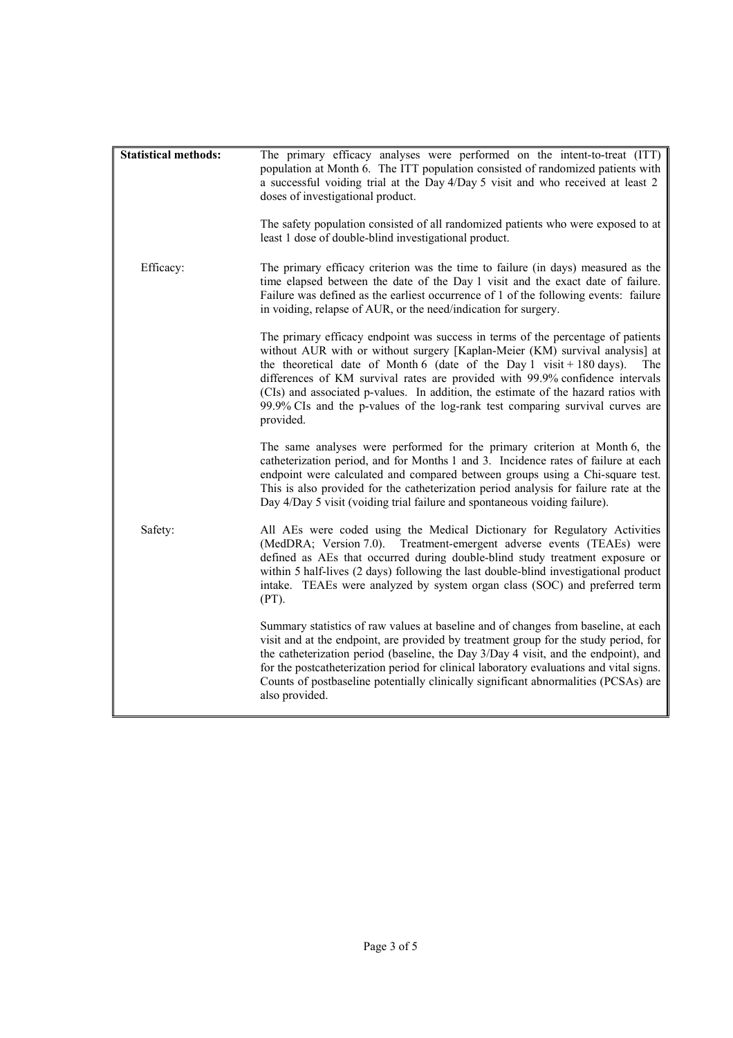| | |
|---|---|
| **Statistical methods:** | The primary efficacy analyses were performed on the intent-to-treat (ITT) population at Month 6. The ITT population consisted of randomized patients with a successful voiding trial at the Day 4/Day 5 visit and who received at least 2 doses of investigational product.<br><br>The safety population consisted of all randomized patients who were exposed to at least 1 dose of double-blind investigational product. |
| Efficacy: | The primary efficacy criterion was the time to failure (in days) measured as the time elapsed between the date of the Day 1 visit and the exact date of failure. Failure was defined as the earliest occurrence of 1 of the following events: failure in voiding, relapse of AUR, or the need/indication for surgery.<br><br>The primary efficacy endpoint was success in terms of the percentage of patients without AUR with or without surgery [Kaplan-Meier (KM) survival analysis] at the theoretical date of Month 6 (date of the Day 1 visit + 180 days). The differences of KM survival rates are provided with 99.9% confidence intervals (CIs) and associated p-values. In addition, the estimate of the hazard ratios with 99.9% CIs and the p-values of the log-rank test comparing survival curves are provided.<br><br>The same analyses were performed for the primary criterion at Month 6, the catheterization period, and for Months 1 and 3. Incidence rates of failure at each endpoint were calculated and compared between groups using a Chi-square test. This is also provided for the catheterization period analysis for failure rate at the Day 4/Day 5 visit (voiding trial failure and spontaneous voiding failure). |
| Safety: | All AEs were coded using the Medical Dictionary for Regulatory Activities (MedDRA; Version 7.0). Treatment-emergent adverse events (TEAEs) were defined as AEs that occurred during double-blind study treatment exposure or within 5 half-lives (2 days) following the last double-blind investigational product intake. TEAEs were analyzed by system organ class (SOC) and preferred term (PT).<br><br>Summary statistics of raw values at baseline and of changes from baseline, at each visit and at the endpoint, are provided by treatment group for the study period, for the catheterization period (baseline, the Day 3/Day 4 visit, and the endpoint), and for the postcatheterization period for clinical laboratory evaluations and vital signs. Counts of postbaseline potentially clinically significant abnormalities (PCSAs) are also provided. |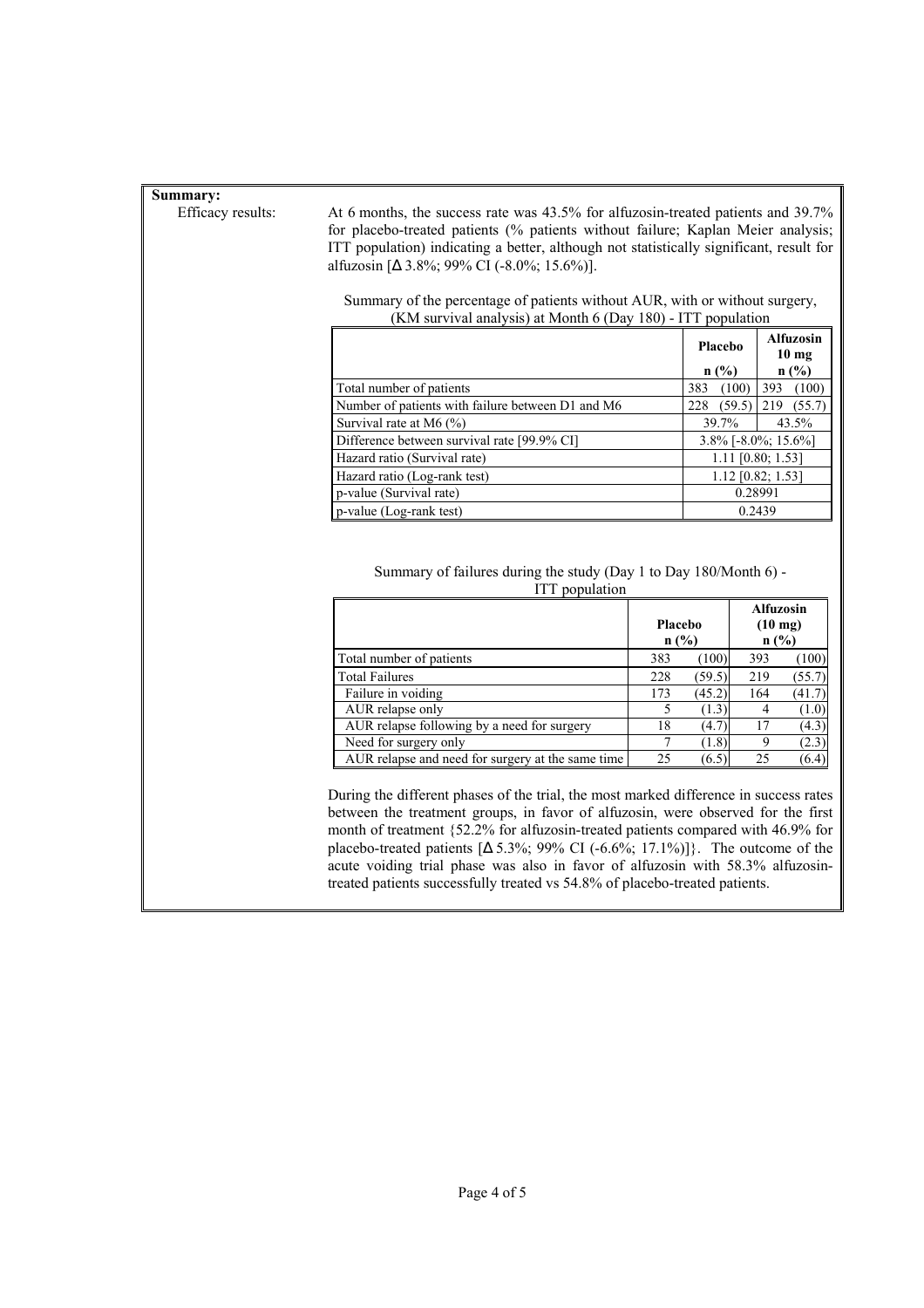**Summary:**

Efficacy results:

At 6 months, the success rate was 43.5% for alfuzosin-treated patients and 39.7% for placebo-treated patients (% patients without failure; Kaplan Meier analysis; ITT population) indicating a better, although not statistically significant, result for alfuzosin [Δ 3.8%; 99% CI (-8.0%; 15.6%)].

Summary of the percentage of patients without AUR, with or without surgery, (KM survival analysis) at Month 6 (Day 180) - ITT population

| | Placebo n (%) | Alfuzosin 10 mg n (%) |
|---|---|---|
| Total number of patients | 383 (100) | 393 (100) |
| Number of patients with failure between D1 and M6 | 228 (59.5) | 219 (55.7) |
| Survival rate at M6 (%) | 39.7% | 43.5% |
| Difference between survival rate [99.9% CI] | 3.8% [-8.0%; 15.6%] | |
| Hazard ratio (Survival rate) | 1.11 [0.80; 1.53] | |
| Hazard ratio (Log-rank test) | 1.12 [0.82; 1.53] | |
| p-value (Survival rate) | 0.28991 | |
| p-value (Log-rank test) | 0.2439 | |

Summary of failures during the study (Day 1 to Day 180/Month 6) - ITT population

| | Placebo n (%) | | Alfuzosin (10 mg) n (%) | |
|---|---|---|---|---|
| Total number of patients | 383 | (100) | 393 | (100) |
| Total Failures | 228 | (59.5) | 219 | (55.7) |
| Failure in voiding | 173 | (45.2) | 164 | (41.7) |
| AUR relapse only | 5 | (1.3) | 4 | (1.0) |
| AUR relapse following by a need for surgery | 18 | (4.7) | 17 | (4.3) |
| Need for surgery only | 7 | (1.8) | 9 | (2.3) |
| AUR relapse and need for surgery at the same time | 25 | (6.5) | 25 | (6.4) |

During the different phases of the trial, the most marked difference in success rates between the treatment groups, in favor of alfuzosin, were observed for the first month of treatment {52.2% for alfuzosin-treated patients compared with 46.9% for placebo-treated patients [Δ 5.3%; 99% CI (-6.6%; 17.1%)]}. The outcome of the acute voiding trial phase was also in favor of alfuzosin with 58.3% alfuzosin-treated patients successfully treated vs 54.8% of placebo-treated patients.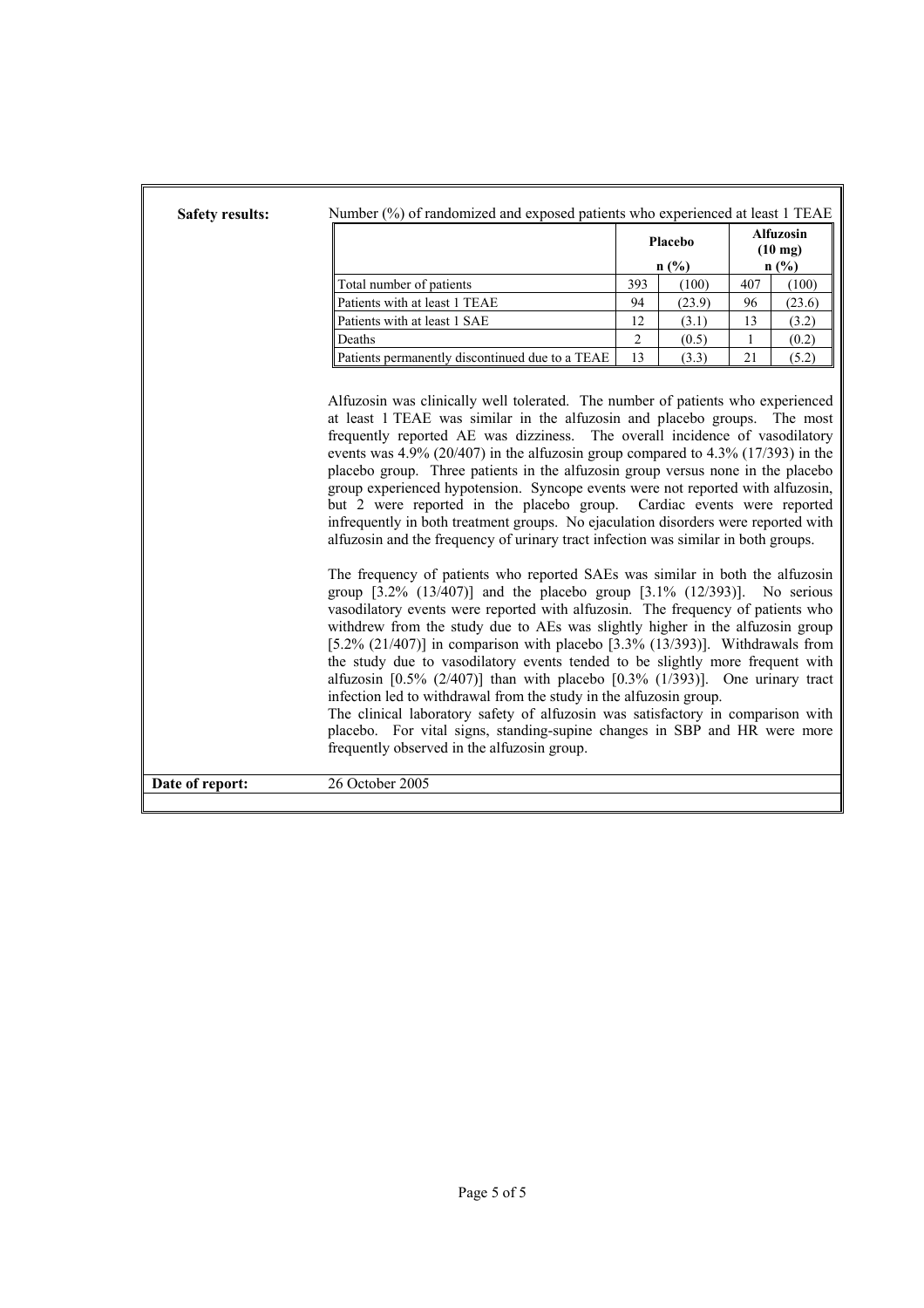**Safety results:**

Number (%) of randomized and exposed patients who experienced at least 1 TEAE

| | Placebo n (%) | | Alfuzosin (10 mg) n (%) | |
|---|---|---|---|---|
| Total number of patients | 393 | (100) | 407 | (100) |
| Patients with at least 1 TEAE | 94 | (23.9) | 96 | (23.6) |
| Patients with at least 1 SAE | 12 | (3.1) | 13 | (3.2) |
| Deaths | 2 | (0.5) | 1 | (0.2) |
| Patients permanently discontinued due to a TEAE | 13 | (3.3) | 21 | (5.2) |

Alfuzosin was clinically well tolerated. The number of patients who experienced at least 1 TEAE was similar in the alfuzosin and placebo groups. The most frequently reported AE was dizziness. The overall incidence of vasodilatory events was 4.9% (20/407) in the alfuzosin group compared to 4.3% (17/393) in the placebo group. Three patients in the alfuzosin group versus none in the placebo group experienced hypotension. Syncope events were not reported with alfuzosin, but 2 were reported in the placebo group. Cardiac events were reported infrequently in both treatment groups. No ejaculation disorders were reported with alfuzosin and the frequency of urinary tract infection was similar in both groups.

The frequency of patients who reported SAEs was similar in both the alfuzosin group [3.2% (13/407)] and the placebo group [3.1% (12/393)]. No serious vasodilatory events were reported with alfuzosin. The frequency of patients who withdrew from the study due to AEs was slightly higher in the alfuzosin group [5.2% (21/407)] in comparison with placebo [3.3% (13/393)]. Withdrawals from the study due to vasodilatory events tended to be slightly more frequent with alfuzosin [0.5% (2/407)] than with placebo [0.3% (1/393)]. One urinary tract infection led to withdrawal from the study in the alfuzosin group.
The clinical laboratory safety of alfuzosin was satisfactory in comparison with placebo. For vital signs, standing-supine changes in SBP and HR were more frequently observed in the alfuzosin group.

**Date of report:** 26 October 2005